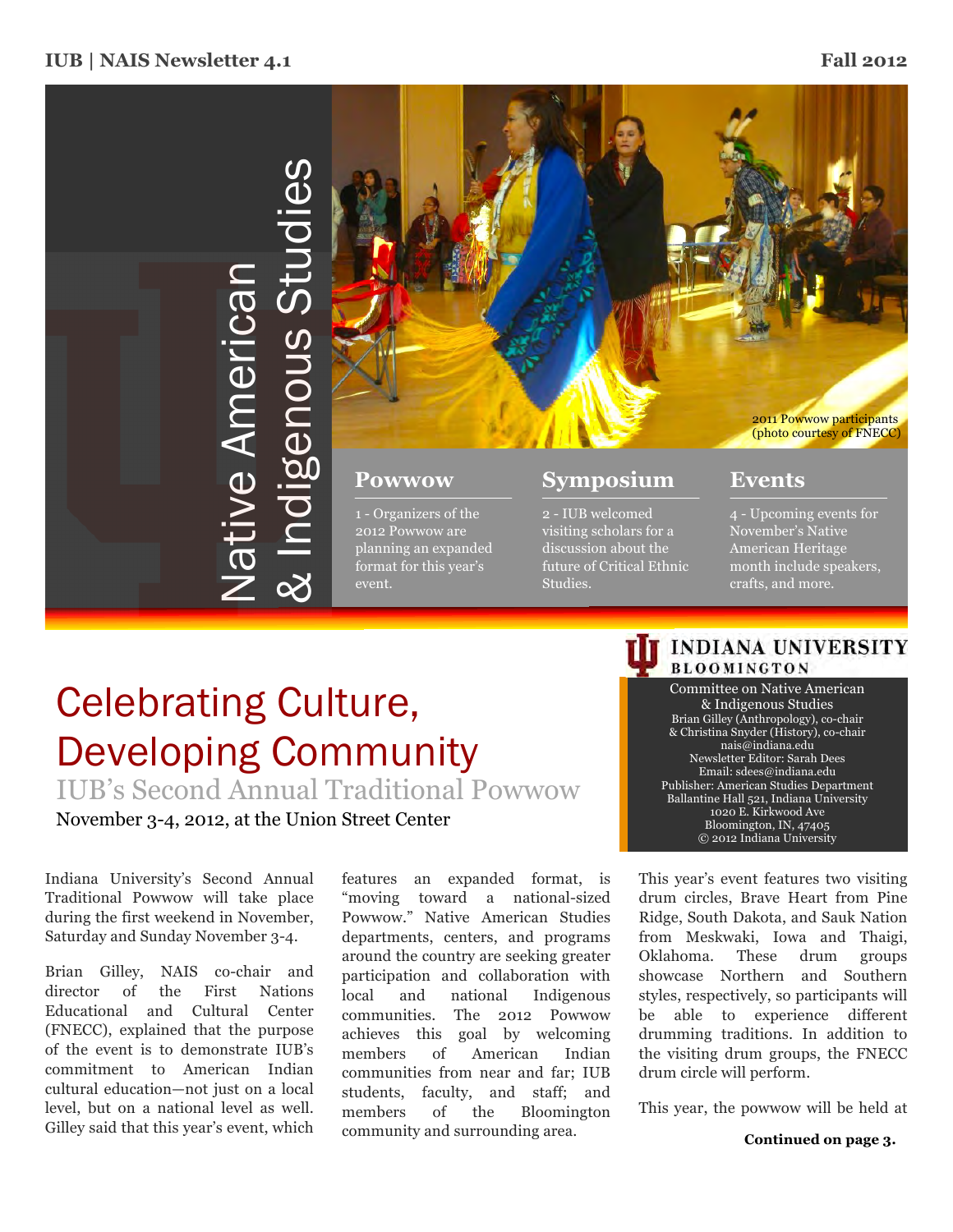IUB | NAIS Newsletter 4.1 — Fall 2012

# Native American & Indigenous Studies

2011 Powwow participants (photo courtesy of FNECC)

### Powwow

1 - Organizers of the 2012 Powwow are planning an expanded format for this year's event.

### Symposium

2 - IUB welcomed visiting scholars for a discussion about the future of Critical Ethnic Studies.

### Events

4 - Upcoming events for November's Native American Heritage month include speakers, crafts, and more.

**INDIANA UNIVERSITY BLOOMINGTON**

Committee on Native American & Indigenous Studies
Brian Gilley (Anthropology), co-chair
& Christina Snyder (History), co-chair
nais@indiana.edu
Newsletter Editor: Sarah Dees
Email: sdees@indiana.edu
Publisher: American Studies Department
Ballantine Hall 521, Indiana University
1020 E. Kirkwood Ave
Bloomington, IN, 47405
© 2012 Indiana University

# Celebrating Culture, Developing Community

## IUB's Second Annual Traditional Powwow

November 3-4, 2012, at the Union Street Center

Indiana University's Second Annual Traditional Powwow will take place during the first weekend in November, Saturday and Sunday November 3-4.

Brian Gilley, NAIS co-chair and director of the First Nations Educational and Cultural Center (FNECC), explained that the purpose of the event is to demonstrate IUB's commitment to American Indian cultural education—not just on a local level, but on a national level as well. Gilley said that this year's event, which features an expanded format, is "moving toward a national-sized Powwow." Native American Studies departments, centers, and programs around the country are seeking greater participation and collaboration with local and national Indigenous communities. The 2012 Powwow achieves this goal by welcoming members of American Indian communities from near and far; IUB students, faculty, and staff; and members of the Bloomington community and surrounding area.

This year's event features two visiting drum circles, Brave Heart from Pine Ridge, South Dakota, and Sauk Nation from Meskwaki, Iowa and Thaigi, Oklahoma. These drum groups showcase Northern and Southern styles, respectively, so participants will be able to experience different drumming traditions. In addition to the visiting drum groups, the FNECC drum circle will perform.

This year, the powwow will be held at

**Continued on page 3.**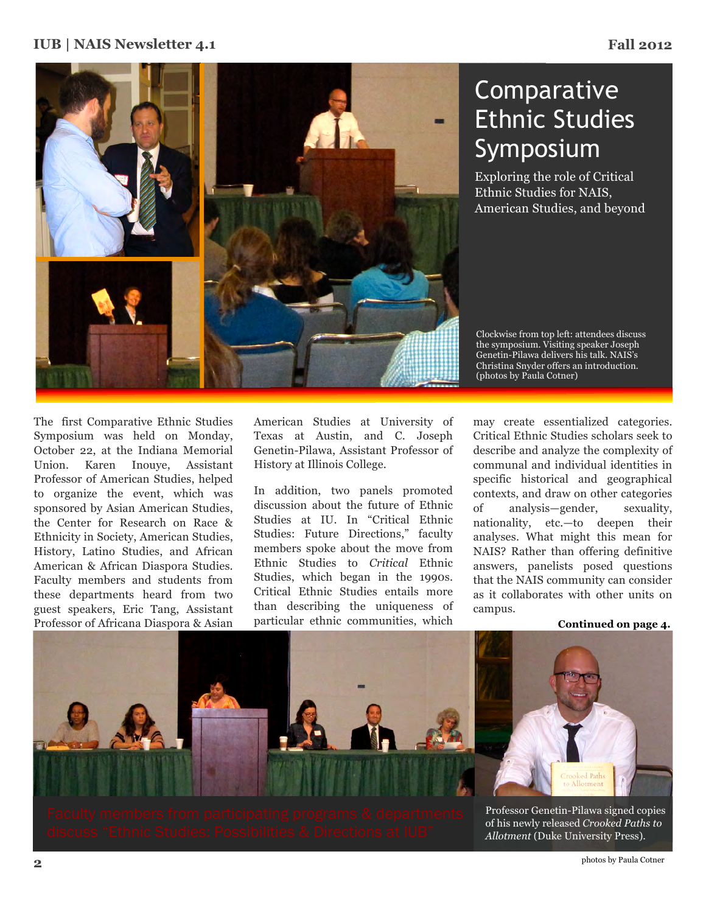# Comparative Ethnic Studies Symposium

Exploring the role of Critical Ethnic Studies for NAIS, American Studies, and beyond

Clockwise from top left: attendees discuss the symposium. Visiting speaker Joseph Genetin-Pilawa delivers his talk. NAIS's Christina Snyder offers an introduction. (photos by Paula Cotner)

The first Comparative Ethnic Studies Symposium was held on Monday, October 22, at the Indiana Memorial Union. Karen Inouye, Assistant Professor of American Studies, helped to organize the event, which was sponsored by Asian American Studies, the Center for Research on Race & Ethnicity in Society, American Studies, History, Latino Studies, and African American & African Diaspora Studies. Faculty members and students from these departments heard from two guest speakers, Eric Tang, Assistant Professor of Africana Diaspora & Asian American Studies at University of Texas at Austin, and C. Joseph Genetin-Pilawa, Assistant Professor of History at Illinois College.

In addition, two panels promoted discussion about the future of Ethnic Studies at IU. In "Critical Ethnic Studies: Future Directions," faculty members spoke about the move from Ethnic Studies to *Critical* Ethnic Studies, which began in the 1990s. Critical Ethnic Studies entails more than describing the uniqueness of particular ethnic communities, which may create essentialized categories. Critical Ethnic Studies scholars seek to describe and analyze the complexity of communal and individual identities in specific historical and geographical contexts, and draw on other categories of analysis—gender, sexuality, nationality, etc.—to deepen their analyses. What might this mean for NAIS? Rather than offering definitive answers, panelists posed questions that the NAIS community can consider as it collaborates with other units on campus.

**Continued on page 4.**

Faculty members from participating programs & departments discuss "Ethnic Studies: Possibilities & Directions at IUB"

Professor Genetin-Pilawa signed copies of his newly released *Crooked Paths to Allotment* (Duke University Press).

photos by Paula Cotner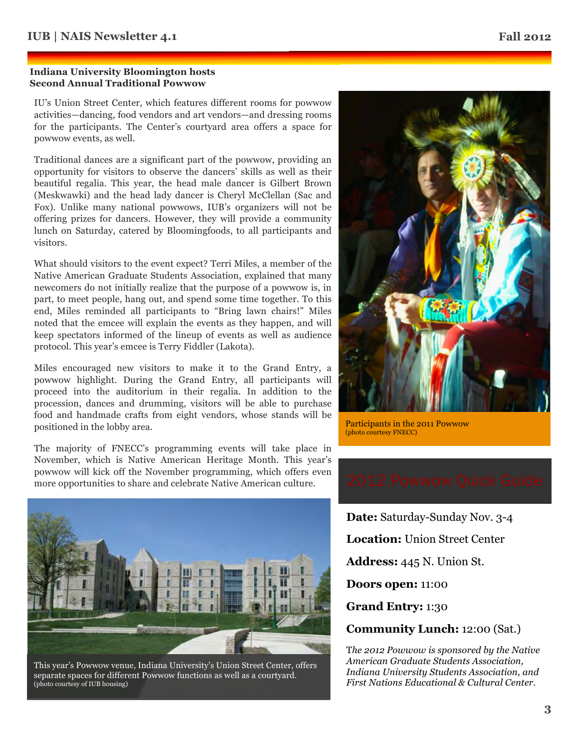## Indiana University Bloomington hosts Second Annual Traditional Powwow

IU's Union Street Center, which features different rooms for powwow activities—dancing, food vendors and art vendors—and dressing rooms for the participants. The Center's courtyard area offers a space for powwow events, as well.

Traditional dances are a significant part of the powwow, providing an opportunity for visitors to observe the dancers' skills as well as their beautiful regalia. This year, the head male dancer is Gilbert Brown (Meskwawki) and the head lady dancer is Cheryl McClellan (Sac and Fox). Unlike many national powwows, IUB's organizers will not be offering prizes for dancers. However, they will provide a community lunch on Saturday, catered by Bloomingfoods, to all participants and visitors.

What should visitors to the event expect? Terri Miles, a member of the Native American Graduate Students Association, explained that many newcomers do not initially realize that the purpose of a powwow is, in part, to meet people, hang out, and spend some time together. To this end, Miles reminded all participants to "Bring lawn chairs!" Miles noted that the emcee will explain the events as they happen, and will keep spectators informed of the lineup of events as well as audience protocol. This year's emcee is Terry Fiddler (Lakota).

Miles encouraged new visitors to make it to the Grand Entry, a powwow highlight. During the Grand Entry, all participants will proceed into the auditorium in their regalia. In addition to the procession, dances and drumming, visitors will be able to purchase food and handmade crafts from eight vendors, whose stands will be positioned in the lobby area.

The majority of FNECC's programming events will take place in November, which is Native American Heritage Month. This year's powwow will kick off the November programming, which offers even more opportunities to share and celebrate Native American culture.

This year's Powwow venue, Indiana University's Union Street Center, offers separate spaces for different Powwow functions as well as a courtyard.
(photo courtesy of IUB housing)

Participants in the 2011 Powwow
(photo courtesy FNECC)

## 2012 Powwow Quick Guide

**Date:** Saturday-Sunday Nov. 3-4

**Location:** Union Street Center

**Address:** 445 N. Union St.

**Doors open:** 11:00

**Grand Entry:** 1:30

**Community Lunch:** 12:00 (Sat.)

*The 2012 Powwow is sponsored by the Native American Graduate Students Association, Indiana University Students Association, and First Nations Educational & Cultural Center.*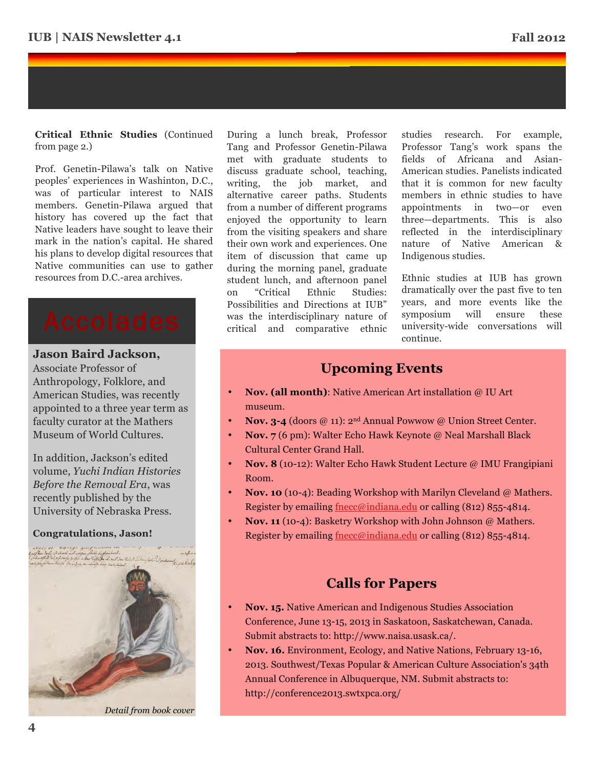**Critical Ethnic Studies** (Continued from page 2.)

Prof. Genetin-Pilawa's talk on Native peoples' experiences in Washinton, D.C., was of particular interest to NAIS members. Genetin-Pilawa argued that history has covered up the fact that Native leaders have sought to leave their mark in the nation's capital. He shared his plans to develop digital resources that Native communities can use to gather resources from D.C.-area archives.

During a lunch break, Professor Tang and Professor Genetin-Pilawa met with graduate students to discuss graduate school, teaching, writing, the job market, and alternative career paths. Students from a number of different programs enjoyed the opportunity to learn from the visiting speakers and share their own work and experiences. One item of discussion that came up during the morning panel, graduate student lunch, and afternoon panel on "Critical Ethnic Studies: Possibilities and Directions at IUB" was the interdisciplinary nature of critical and comparative ethnic studies research. For example, Professor Tang's work spans the fields of Africana and Asian-American studies. Panelists indicated that it is common for new faculty members in ethnic studies to have appointments in two—or even three—departments. This is also reflected in the interdisciplinary nature of Native American & Indigenous studies.

Ethnic studies at IUB has grown dramatically over the past five to ten years, and more events like the symposium will ensure these university-wide conversations will continue.

## Accolades

**Jason Baird Jackson,** Associate Professor of Anthropology, Folklore, and American Studies, was recently appointed to a three year term as faculty curator at the Mathers Museum of World Cultures.

In addition, Jackson's edited volume, *Yuchi Indian Histories Before the Removal Era*, was recently published by the University of Nebraska Press.

**Congratulations, Jason!**

*Detail from book cover*

## Upcoming Events

- **Nov. (all month)**: Native American Art installation @ IU Art museum.
- **Nov. 3-4** (doors @ 11): 2nd Annual Powwow @ Union Street Center.
- **Nov. 7** (6 pm): Walter Echo Hawk Keynote @ Neal Marshall Black Cultural Center Grand Hall.
- **Nov. 8** (10-12): Walter Echo Hawk Student Lecture @ IMU Frangipiani Room.
- **Nov. 10** (10-4): Beading Workshop with Marilyn Cleveland @ Mathers. Register by emailing fnecc@indiana.edu or calling (812) 855-4814.
- **Nov. 11** (10-4): Basketry Workshop with John Johnson @ Mathers. Register by emailing fnecc@indiana.edu or calling (812) 855-4814.

## Calls for Papers

- **Nov. 15.** Native American and Indigenous Studies Association Conference, June 13-15, 2013 in Saskatoon, Saskatchewan, Canada. Submit abstracts to: http://www.naisa.usask.ca/.
- **Nov. 16.** Environment, Ecology, and Native Nations, February 13-16, 2013. Southwest/Texas Popular & American Culture Association's 34th Annual Conference in Albuquerque, NM. Submit abstracts to: http://conference2013.swtxpca.org/